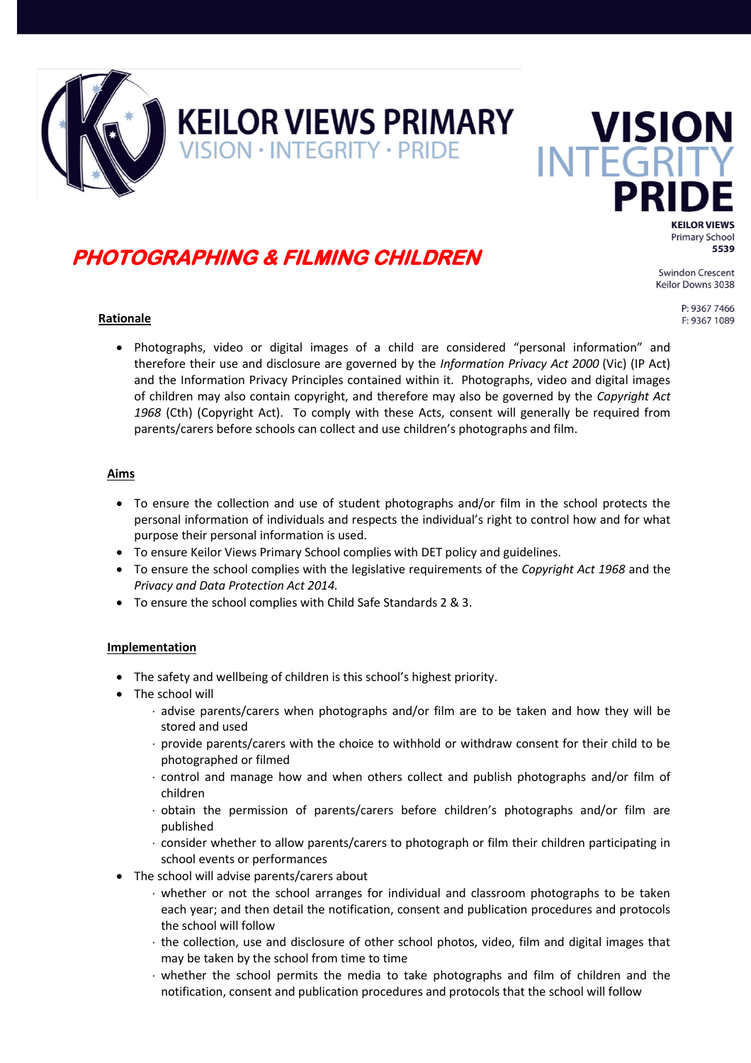**KEILOR VIEWS PRIMARY**
VISION · INTEGRITY · PRIDE

**VISION INTEGRITY PRIDE**

**KEILOR VIEWS** Primary School **5539**

Swindon Crescent
Keilor Downs 3038

P: 9367 7466
F: 9367 1089

# PHOTOGRAPHING & FILMING CHILDREN

## Rationale

- Photographs, video or digital images of a child are considered "personal information" and therefore their use and disclosure are governed by the *Information Privacy Act 2000* (Vic) (IP Act) and the Information Privacy Principles contained within it. Photographs, video and digital images of children may also contain copyright, and therefore may also be governed by the *Copyright Act 1968* (Cth) (Copyright Act). To comply with these Acts, consent will generally be required from parents/carers before schools can collect and use children's photographs and film.

## Aims

- To ensure the collection and use of student photographs and/or film in the school protects the personal information of individuals and respects the individual's right to control how and for what purpose their personal information is used.
- To ensure Keilor Views Primary School complies with DET policy and guidelines.
- To ensure the school complies with the legislative requirements of the *Copyright Act 1968* and the *Privacy and Data Protection Act 2014.*
- To ensure the school complies with Child Safe Standards 2 & 3.

## Implementation

- The safety and wellbeing of children is this school's highest priority.
- The school will
  - advise parents/carers when photographs and/or film are to be taken and how they will be stored and used
  - provide parents/carers with the choice to withhold or withdraw consent for their child to be photographed or filmed
  - control and manage how and when others collect and publish photographs and/or film of children
  - obtain the permission of parents/carers before children's photographs and/or film are published
  - consider whether to allow parents/carers to photograph or film their children participating in school events or performances
- The school will advise parents/carers about
  - whether or not the school arranges for individual and classroom photographs to be taken each year; and then detail the notification, consent and publication procedures and protocols the school will follow
  - the collection, use and disclosure of other school photos, video, film and digital images that may be taken by the school from time to time
  - whether the school permits the media to take photographs and film of children and the notification, consent and publication procedures and protocols that the school will follow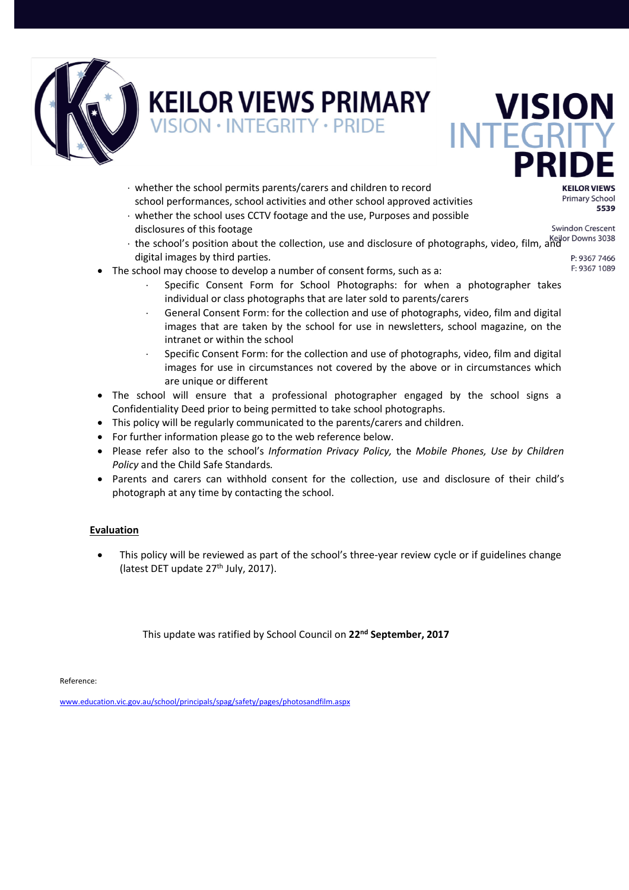- whether the school permits parents/carers and children to record school performances, school activities and other school approved activities
- whether the school uses CCTV footage and the use, Purposes and possible disclosures of this footage
- the school's position about the collection, use and disclosure of photographs, video, film, and digital images by third parties.

- The school may choose to develop a number of consent forms, such as a:
  - Specific Consent Form for School Photographs: for when a photographer takes individual or class photographs that are later sold to parents/carers
  - General Consent Form: for the collection and use of photographs, video, film and digital images that are taken by the school for use in newsletters, school magazine, on the intranet or within the school
  - Specific Consent Form: for the collection and use of photographs, video, film and digital images for use in circumstances not covered by the above or in circumstances which are unique or different
- The school will ensure that a professional photographer engaged by the school signs a Confidentiality Deed prior to being permitted to take school photographs.
- This policy will be regularly communicated to the parents/carers and children.
- For further information please go to the web reference below.
- Please refer also to the school's *Information Privacy Policy,* the *Mobile Phones, Use by Children Policy* and the Child Safe Standards.
- Parents and carers can withhold consent for the collection, use and disclosure of their child's photograph at any time by contacting the school.

## Evaluation

- This policy will be reviewed as part of the school's three-year review cycle or if guidelines change (latest DET update 27th July, 2017).

This update was ratified by School Council on **22nd September, 2017**

Reference:

www.education.vic.gov.au/school/principals/spag/safety/pages/photosandfilm.aspx